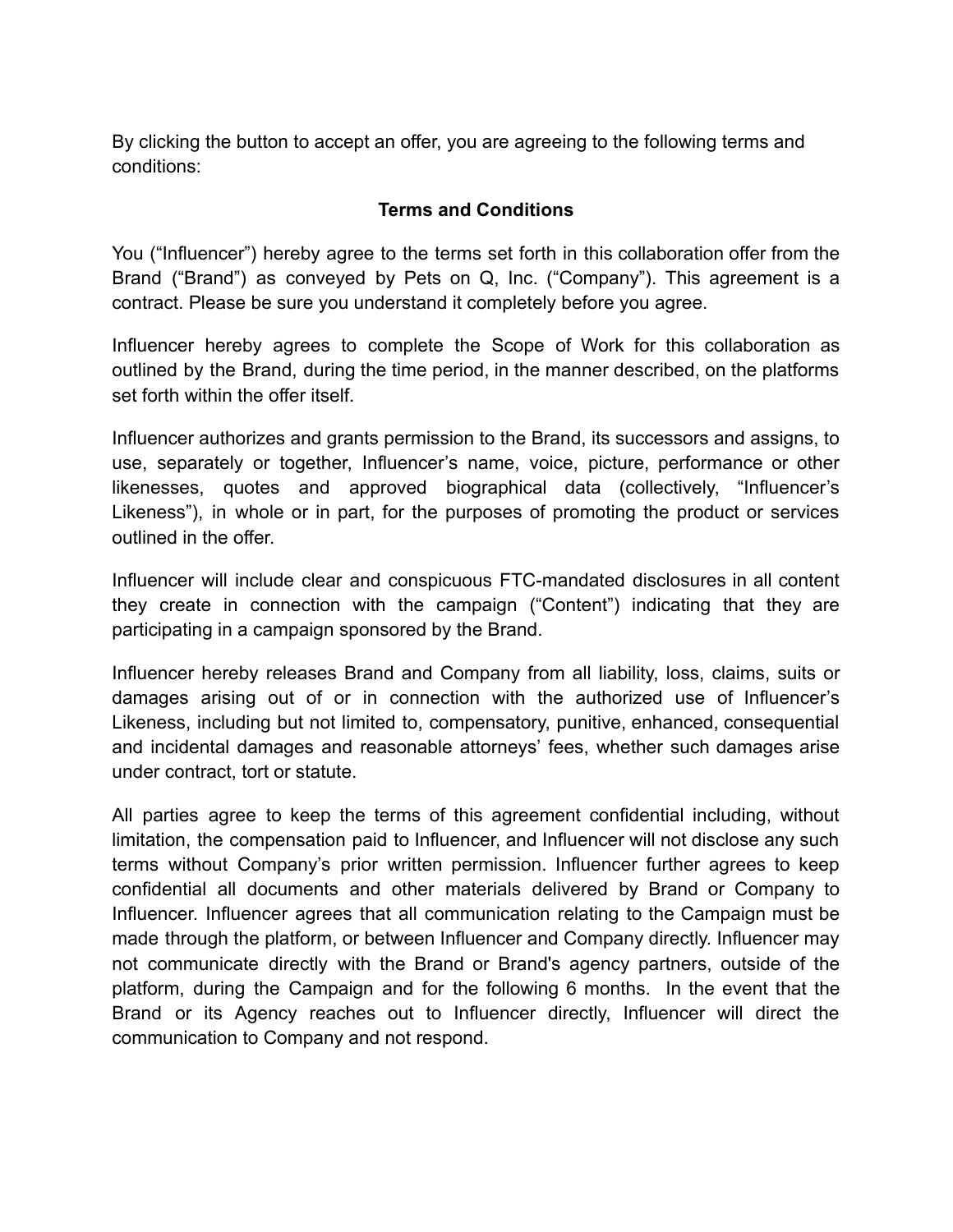By clicking the button to accept an offer, you are agreeing to the following terms and conditions:

**Terms and Conditions**

You (“Influencer”) hereby agree to the terms set forth in this collaboration offer from the Brand (“Brand”) as conveyed by Pets on Q, Inc. (“Company”). This agreement is a contract. Please be sure you understand it completely before you agree.

Influencer hereby agrees to complete the Scope of Work for this collaboration as outlined by the Brand, during the time period, in the manner described, on the platforms set forth within the offer itself.

Influencer authorizes and grants permission to the Brand, its successors and assigns, to use, separately or together, Influencer’s name, voice, picture, performance or other likenesses, quotes and approved biographical data (collectively, “Influencer’s Likeness”), in whole or in part, for the purposes of promoting the product or services outlined in the offer.

Influencer will include clear and conspicuous FTC-mandated disclosures in all content they create in connection with the campaign (“Content”) indicating that they are participating in a campaign sponsored by the Brand.

Influencer hereby releases Brand and Company from all liability, loss, claims, suits or damages arising out of or in connection with the authorized use of Influencer’s Likeness, including but not limited to, compensatory, punitive, enhanced, consequential and incidental damages and reasonable attorneys’ fees, whether such damages arise under contract, tort or statute.

All parties agree to keep the terms of this agreement confidential including, without limitation, the compensation paid to Influencer, and Influencer will not disclose any such terms without Company’s prior written permission. Influencer further agrees to keep confidential all documents and other materials delivered by Brand or Company to Influencer. Influencer agrees that all communication relating to the Campaign must be made through the platform, or between Influencer and Company directly. Influencer may not communicate directly with the Brand or Brand's agency partners, outside of the platform, during the Campaign and for the following 6 months. In the event that the Brand or its Agency reaches out to Influencer directly, Influencer will direct the communication to Company and not respond.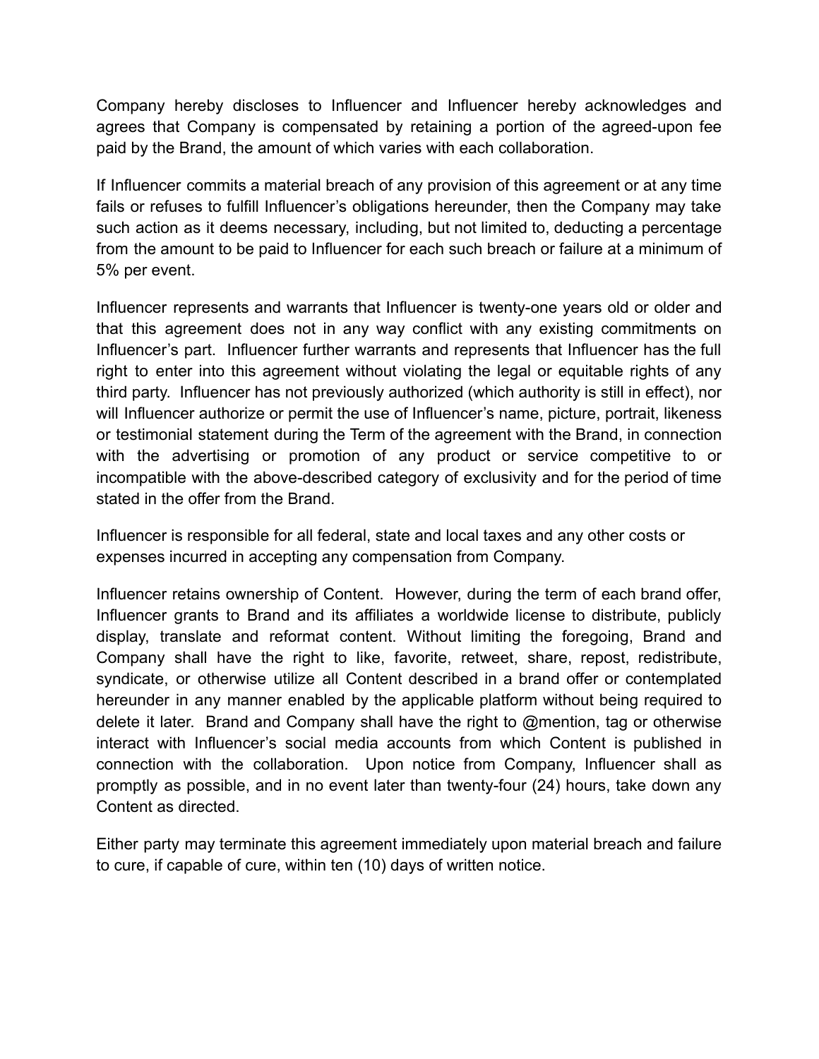Company hereby discloses to Influencer and Influencer hereby acknowledges and agrees that Company is compensated by retaining a portion of the agreed-upon fee paid by the Brand, the amount of which varies with each collaboration.

If Influencer commits a material breach of any provision of this agreement or at any time fails or refuses to fulfill Influencer's obligations hereunder, then the Company may take such action as it deems necessary, including, but not limited to, deducting a percentage from the amount to be paid to Influencer for each such breach or failure at a minimum of 5% per event.

Influencer represents and warrants that Influencer is twenty-one years old or older and that this agreement does not in any way conflict with any existing commitments on Influencer's part. Influencer further warrants and represents that Influencer has the full right to enter into this agreement without violating the legal or equitable rights of any third party. Influencer has not previously authorized (which authority is still in effect), nor will Influencer authorize or permit the use of Influencer's name, picture, portrait, likeness or testimonial statement during the Term of the agreement with the Brand, in connection with the advertising or promotion of any product or service competitive to or incompatible with the above-described category of exclusivity and for the period of time stated in the offer from the Brand.

Influencer is responsible for all federal, state and local taxes and any other costs or expenses incurred in accepting any compensation from Company.

Influencer retains ownership of Content. However, during the term of each brand offer, Influencer grants to Brand and its affiliates a worldwide license to distribute, publicly display, translate and reformat content. Without limiting the foregoing, Brand and Company shall have the right to like, favorite, retweet, share, repost, redistribute, syndicate, or otherwise utilize all Content described in a brand offer or contemplated hereunder in any manner enabled by the applicable platform without being required to delete it later. Brand and Company shall have the right to @mention, tag or otherwise interact with Influencer's social media accounts from which Content is published in connection with the collaboration. Upon notice from Company, Influencer shall as promptly as possible, and in no event later than twenty-four (24) hours, take down any Content as directed.

Either party may terminate this agreement immediately upon material breach and failure to cure, if capable of cure, within ten (10) days of written notice.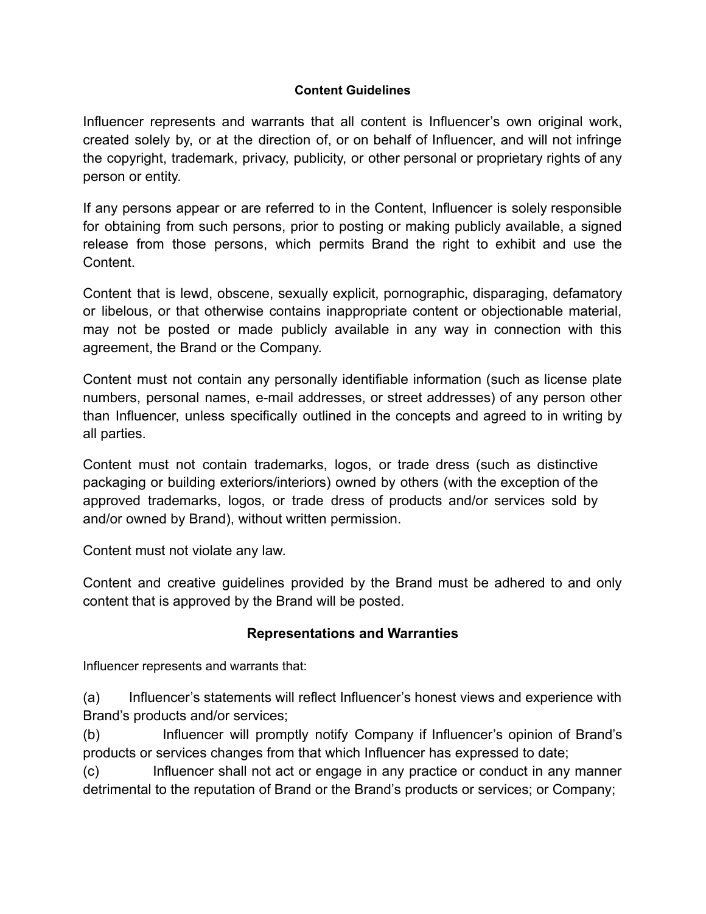**Content Guidelines**

Influencer represents and warrants that all content is Influencer's own original work, created solely by, or at the direction of, or on behalf of Influencer, and will not infringe the copyright, trademark, privacy, publicity, or other personal or proprietary rights of any person or entity.

If any persons appear or are referred to in the Content, Influencer is solely responsible for obtaining from such persons, prior to posting or making publicly available, a signed release from those persons, which permits Brand the right to exhibit and use the Content.

Content that is lewd, obscene, sexually explicit, pornographic, disparaging, defamatory or libelous, or that otherwise contains inappropriate content or objectionable material, may not be posted or made publicly available in any way in connection with this agreement, the Brand or the Company.

Content must not contain any personally identifiable information (such as license plate numbers, personal names, e-mail addresses, or street addresses) of any person other than Influencer, unless specifically outlined in the concepts and agreed to in writing by all parties.

Content must not contain trademarks, logos, or trade dress (such as distinctive packaging or building exteriors/interiors) owned by others (with the exception of the approved trademarks, logos, or trade dress of products and/or services sold by and/or owned by Brand), without written permission.

Content must not violate any law.

Content and creative guidelines provided by the Brand must be adhered to and only content that is approved by the Brand will be posted.

**Representations and Warranties**

Influencer represents and warrants that:

(a) Influencer's statements will reflect Influencer's honest views and experience with Brand's products and/or services;
(b) Influencer will promptly notify Company if Influencer's opinion of Brand's products or services changes from that which Influencer has expressed to date;
(c) Influencer shall not act or engage in any practice or conduct in any manner detrimental to the reputation of Brand or the Brand's products or services; or Company;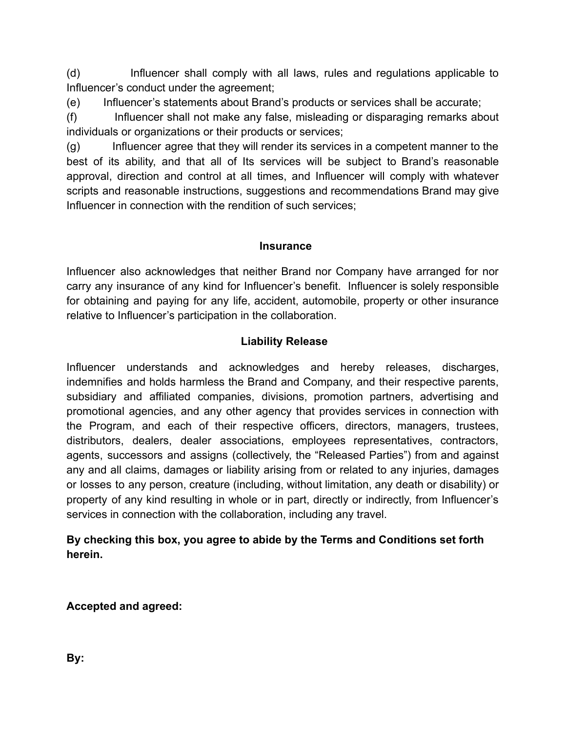(d) Influencer shall comply with all laws, rules and regulations applicable to Influencer's conduct under the agreement;

(e) Influencer's statements about Brand's products or services shall be accurate;

(f) Influencer shall not make any false, misleading or disparaging remarks about individuals or organizations or their products or services;

(g) Influencer agree that they will render its services in a competent manner to the best of its ability, and that all of Its services will be subject to Brand's reasonable approval, direction and control at all times, and Influencer will comply with whatever scripts and reasonable instructions, suggestions and recommendations Brand may give Influencer in connection with the rendition of such services;

**Insurance**

Influencer also acknowledges that neither Brand nor Company have arranged for nor carry any insurance of any kind for Influencer's benefit. Influencer is solely responsible for obtaining and paying for any life, accident, automobile, property or other insurance relative to Influencer's participation in the collaboration.

**Liability Release**

Influencer understands and acknowledges and hereby releases, discharges, indemnifies and holds harmless the Brand and Company, and their respective parents, subsidiary and affiliated companies, divisions, promotion partners, advertising and promotional agencies, and any other agency that provides services in connection with the Program, and each of their respective officers, directors, managers, trustees, distributors, dealers, dealer associations, employees representatives, contractors, agents, successors and assigns (collectively, the "Released Parties") from and against any and all claims, damages or liability arising from or related to any injuries, damages or losses to any person, creature (including, without limitation, any death or disability) or property of any kind resulting in whole or in part, directly or indirectly, from Influencer's services in connection with the collaboration, including any travel.

**By checking this box, you agree to abide by the Terms and Conditions set forth herein.**

**Accepted and agreed:**

**By:**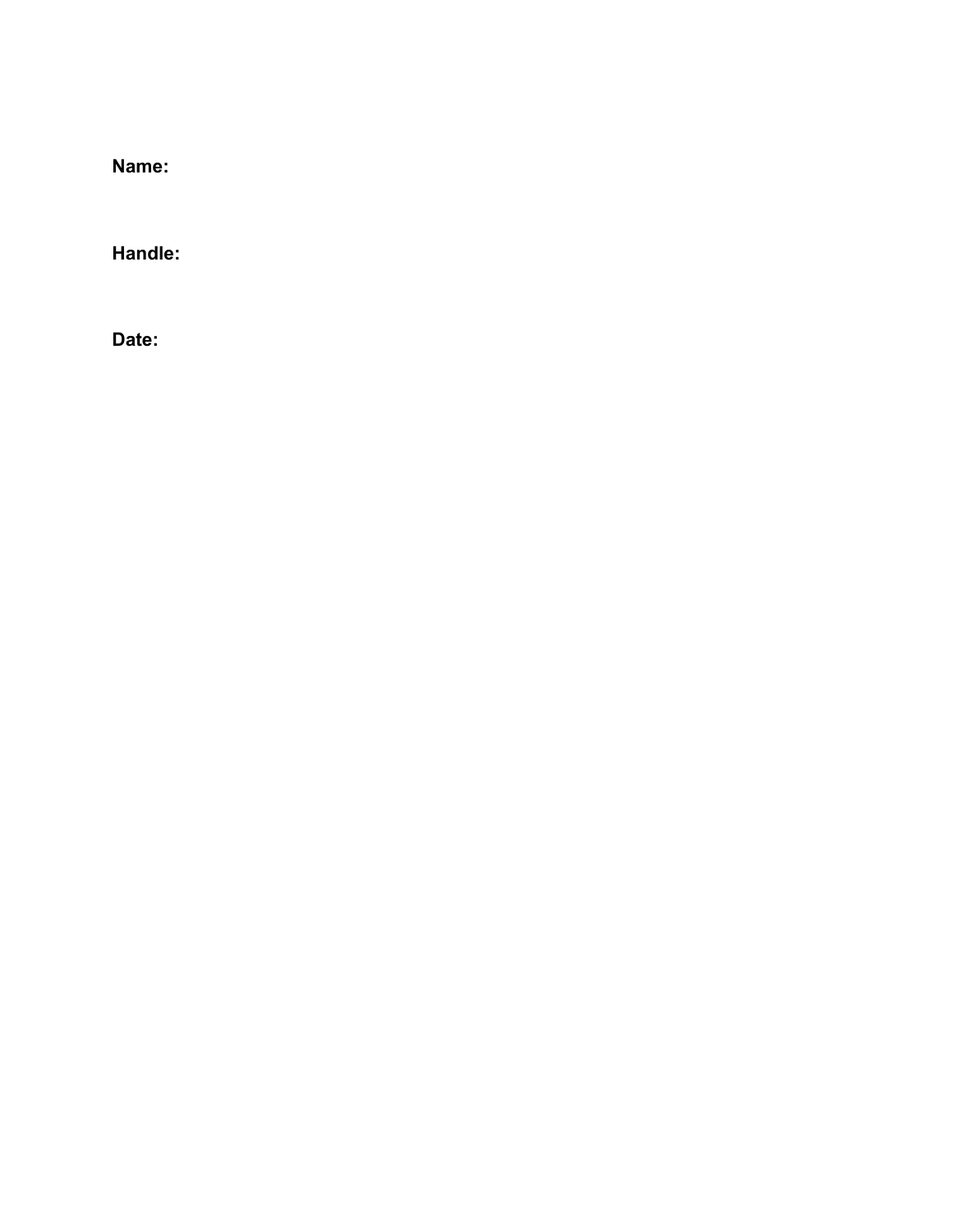**Name:**

**Handle:**

**Date:**